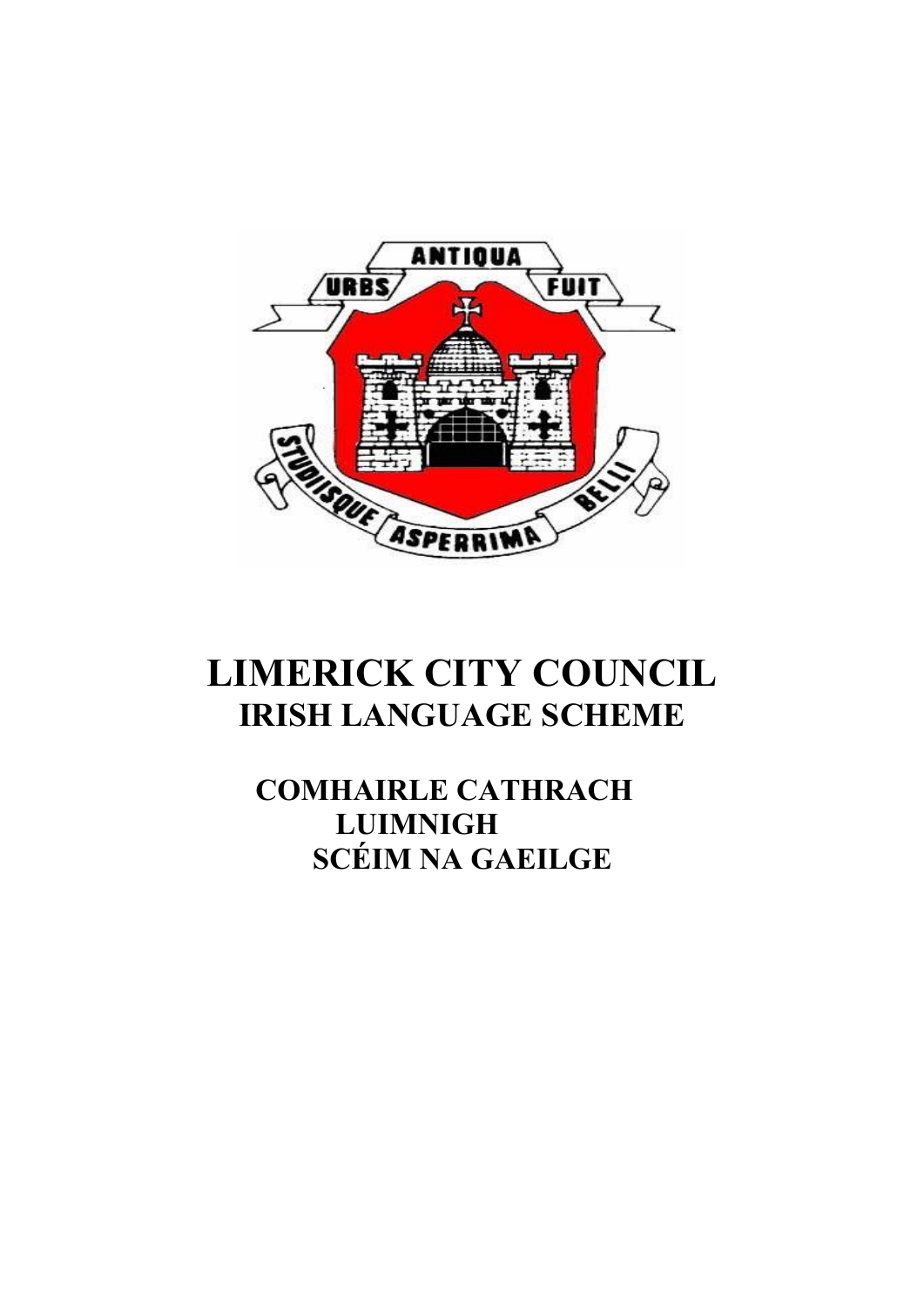# LIMERICK CITY COUNCIL

## IRISH LANGUAGE SCHEME

## COMHAIRLE CATHRACH LUIMNIGH

## SCÉIM NA GAEILGE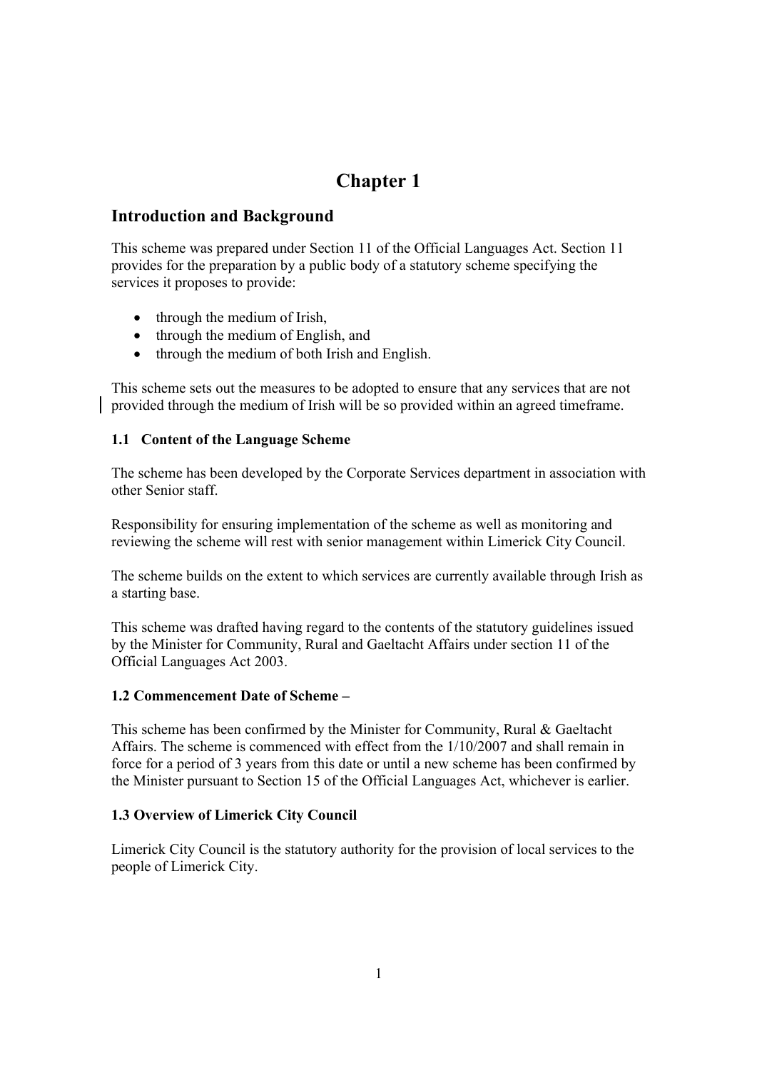# Chapter 1

## Introduction and Background

This scheme was prepared under Section 11 of the Official Languages Act. Section 11 provides for the preparation by a public body of a statutory scheme specifying the services it proposes to provide:

- through the medium of Irish,
- through the medium of English, and
- through the medium of both Irish and English.

This scheme sets out the measures to be adopted to ensure that any services that are not provided through the medium of Irish will be so provided within an agreed timeframe.

### 1.1 Content of the Language Scheme

The scheme has been developed by the Corporate Services department in association with other Senior staff.

Responsibility for ensuring implementation of the scheme as well as monitoring and reviewing the scheme will rest with senior management within Limerick City Council.

The scheme builds on the extent to which services are currently available through Irish as a starting base.

This scheme was drafted having regard to the contents of the statutory guidelines issued by the Minister for Community, Rural and Gaeltacht Affairs under section 11 of the Official Languages Act 2003.

### 1.2 Commencement Date of Scheme –

This scheme has been confirmed by the Minister for Community, Rural & Gaeltacht Affairs. The scheme is commenced with effect from the 1/10/2007 and shall remain in force for a period of 3 years from this date or until a new scheme has been confirmed by the Minister pursuant to Section 15 of the Official Languages Act, whichever is earlier.

### 1.3 Overview of Limerick City Council

Limerick City Council is the statutory authority for the provision of local services to the people of Limerick City.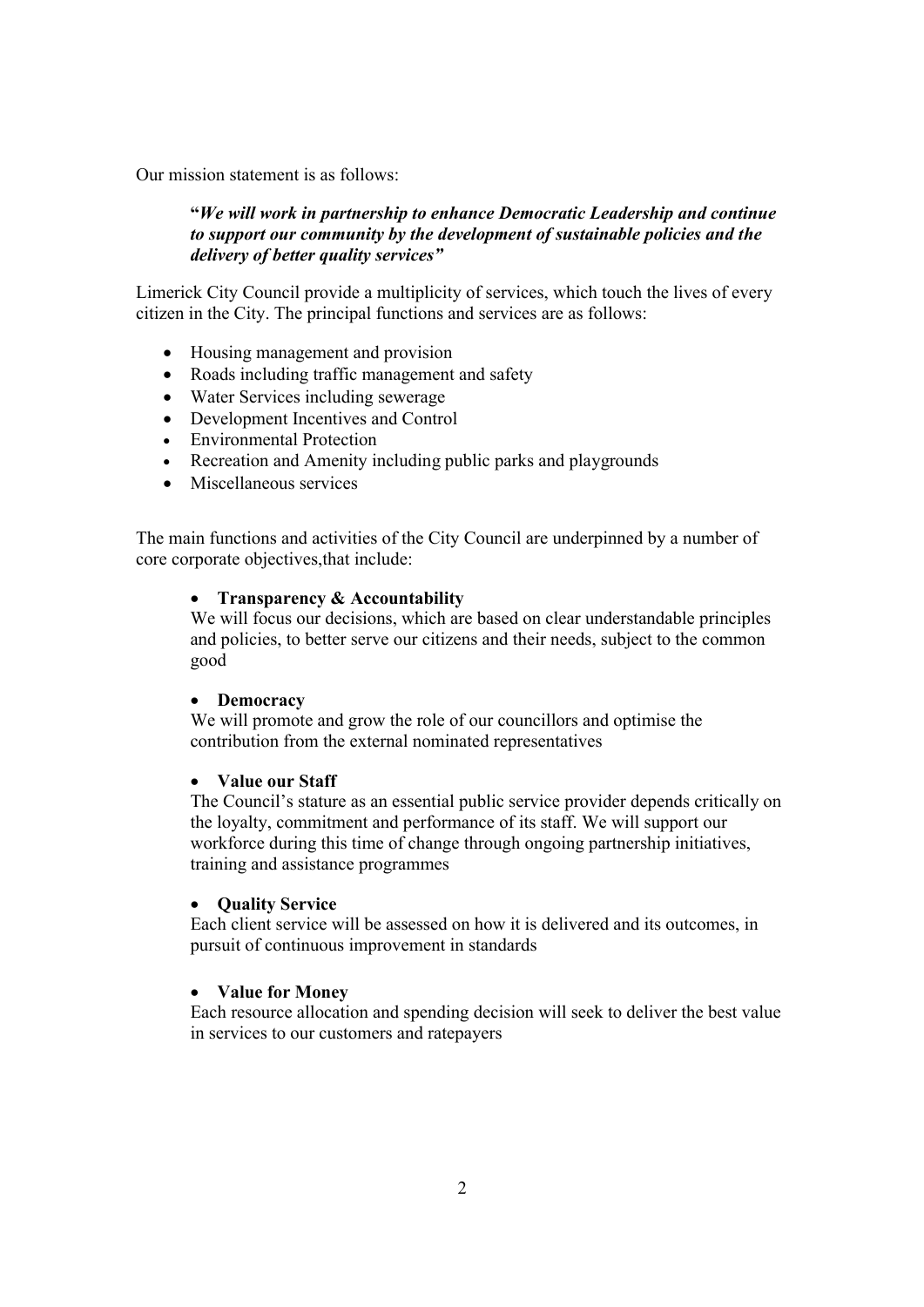Our mission statement is as follows:

> **"*We will work in partnership to enhance Democratic Leadership and continue to support our community by the development of sustainable policies and the delivery of better quality services"***

Limerick City Council provide a multiplicity of services, which touch the lives of every citizen in the City. The principal functions and services are as follows:

- Housing management and provision
- Roads including traffic management and safety
- Water Services including sewerage
- Development Incentives and Control
- Environmental Protection
- Recreation and Amenity including public parks and playgrounds
- Miscellaneous services

The main functions and activities of the City Council are underpinned by a number of core corporate objectives,that include:

- **Transparency & Accountability**
  We will focus our decisions, which are based on clear understandable principles and policies, to better serve our citizens and their needs, subject to the common good

- **Democracy**
  We will promote and grow the role of our councillors and optimise the contribution from the external nominated representatives

- **Value our Staff**
  The Council's stature as an essential public service provider depends critically on the loyalty, commitment and performance of its staff. We will support our workforce during this time of change through ongoing partnership initiatives, training and assistance programmes

- **Quality Service**
  Each client service will be assessed on how it is delivered and its outcomes, in pursuit of continuous improvement in standards

- **Value for Money**
  Each resource allocation and spending decision will seek to deliver the best value in services to our customers and ratepayers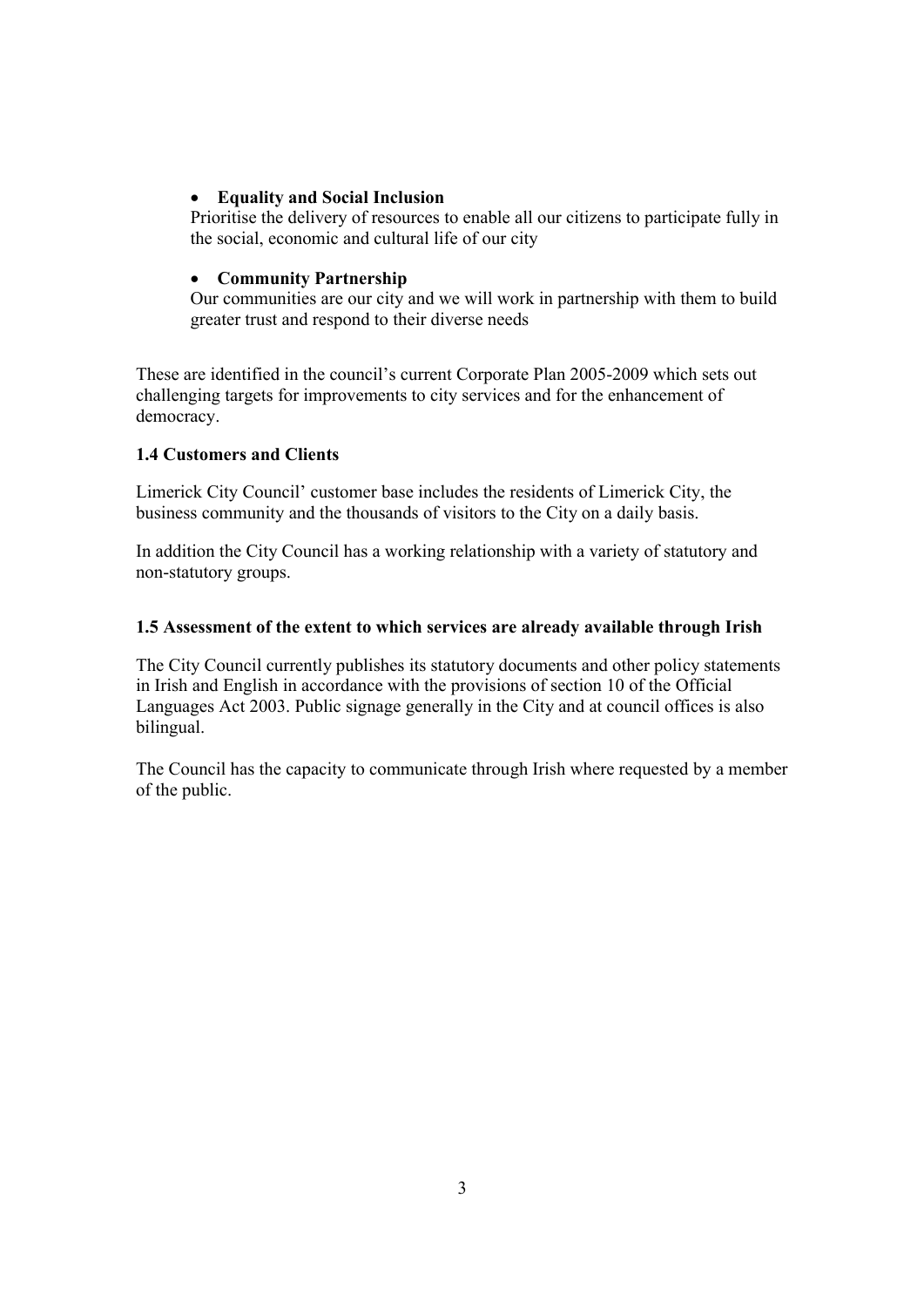- **Equality and Social Inclusion**
  Prioritise the delivery of resources to enable all our citizens to participate fully in the social, economic and cultural life of our city

- **Community Partnership**
  Our communities are our city and we will work in partnership with them to build greater trust and respond to their diverse needs

These are identified in the council's current Corporate Plan 2005-2009 which sets out challenging targets for improvements to city services and for the enhancement of democracy.

### 1.4 Customers and Clients

Limerick City Council' customer base includes the residents of Limerick City, the business community and the thousands of visitors to the City on a daily basis.

In addition the City Council has a working relationship with a variety of statutory and non-statutory groups.

### 1.5 Assessment of the extent to which services are already available through Irish

The City Council currently publishes its statutory documents and other policy statements in Irish and English in accordance with the provisions of section 10 of the Official Languages Act 2003. Public signage generally in the City and at council offices is also bilingual.

The Council has the capacity to communicate through Irish where requested by a member of the public.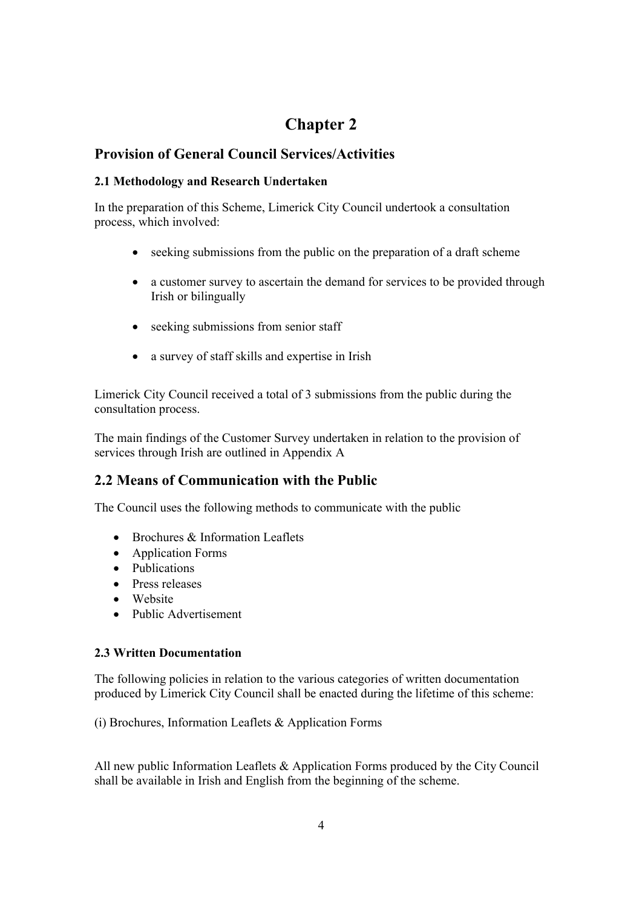# Chapter 2

## Provision of General Council Services/Activities

### 2.1 Methodology and Research Undertaken

In the preparation of this Scheme, Limerick City Council undertook a consultation process, which involved:

- seeking submissions from the public on the preparation of a draft scheme
- a customer survey to ascertain the demand for services to be provided through Irish or bilingually
- seeking submissions from senior staff
- a survey of staff skills and expertise in Irish

Limerick City Council received a total of 3 submissions from the public during the consultation process.

The main findings of the Customer Survey undertaken in relation to the provision of services through Irish are outlined in Appendix A

## 2.2 Means of Communication with the Public

The Council uses the following methods to communicate with the public

- Brochures & Information Leaflets
- Application Forms
- Publications
- Press releases
- Website
- Public Advertisement

### 2.3 Written Documentation

The following policies in relation to the various categories of written documentation produced by Limerick City Council shall be enacted during the lifetime of this scheme:

(i) Brochures, Information Leaflets & Application Forms

All new public Information Leaflets & Application Forms produced by the City Council shall be available in Irish and English from the beginning of the scheme.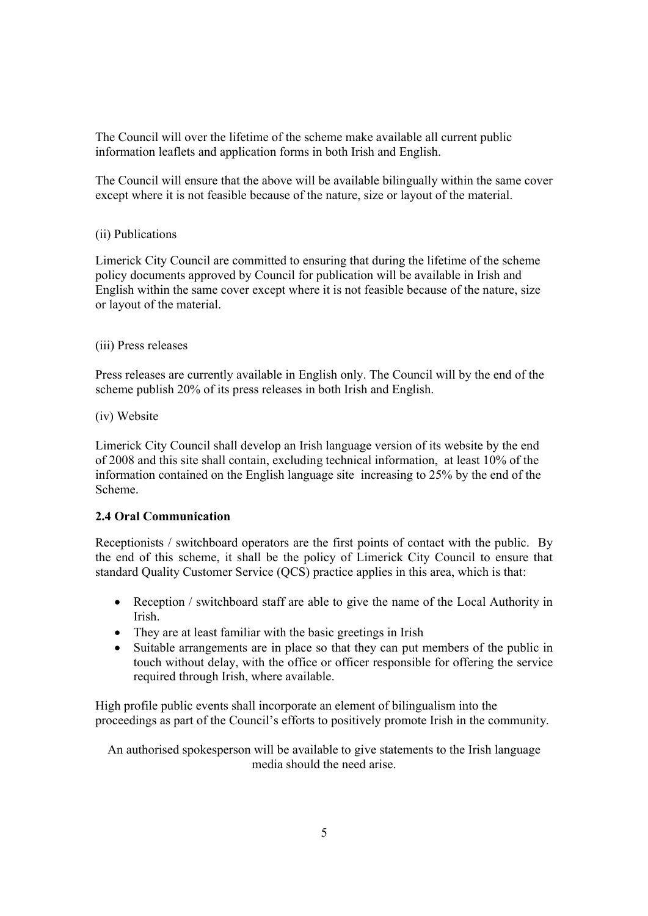The Council will over the lifetime of the scheme make available all current public information leaflets and application forms in both Irish and English.

The Council will ensure that the above will be available bilingually within the same cover except where it is not feasible because of the nature, size or layout of the material.

(ii) Publications

Limerick City Council are committed to ensuring that during the lifetime of the scheme policy documents approved by Council for publication will be available in Irish and English within the same cover except where it is not feasible because of the nature, size or layout of the material.

(iii) Press releases

Press releases are currently available in English only. The Council will by the end of the scheme publish 20% of its press releases in both Irish and English.

(iv) Website

Limerick City Council shall develop an Irish language version of its website by the end of 2008 and this site shall contain, excluding technical information, at least 10% of the information contained on the English language site increasing to 25% by the end of the Scheme.

**2.4 Oral Communication**

Receptionists / switchboard operators are the first points of contact with the public. By the end of this scheme, it shall be the policy of Limerick City Council to ensure that standard Quality Customer Service (QCS) practice applies in this area, which is that:

- Reception / switchboard staff are able to give the name of the Local Authority in Irish.
- They are at least familiar with the basic greetings in Irish
- Suitable arrangements are in place so that they can put members of the public in touch without delay, with the office or officer responsible for offering the service required through Irish, where available.

High profile public events shall incorporate an element of bilingualism into the proceedings as part of the Council's efforts to positively promote Irish in the community.

An authorised spokesperson will be available to give statements to the Irish language media should the need arise.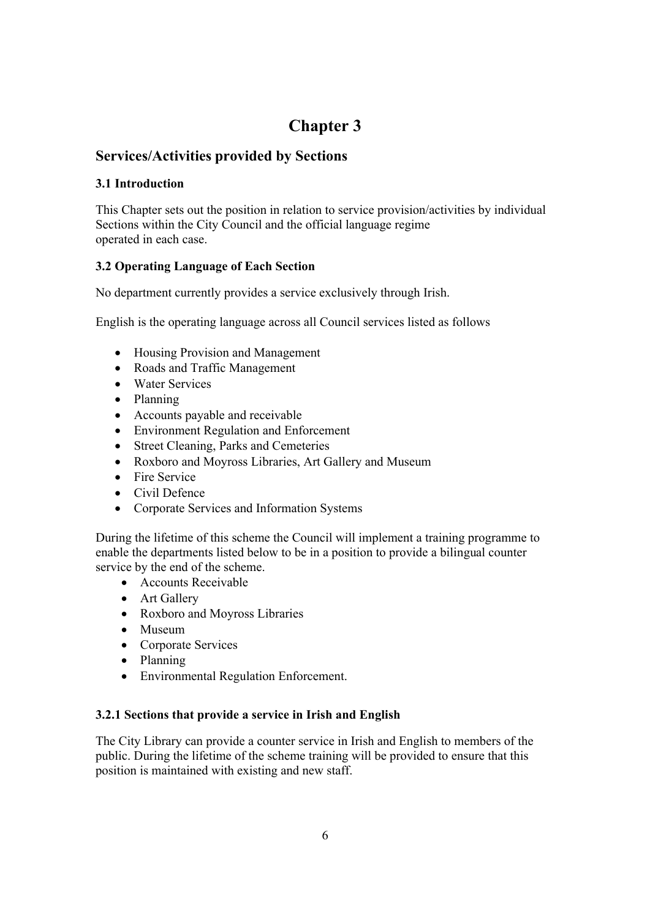# Chapter 3

## Services/Activities provided by Sections

### 3.1 Introduction

This Chapter sets out the position in relation to service provision/activities by individual Sections within the City Council and the official language regime operated in each case.

### 3.2 Operating Language of Each Section

No department currently provides a service exclusively through Irish.

English is the operating language across all Council services listed as follows

- Housing Provision and Management
- Roads and Traffic Management
- Water Services
- Planning
- Accounts payable and receivable
- Environment Regulation and Enforcement
- Street Cleaning, Parks and Cemeteries
- Roxboro and Moyross Libraries, Art Gallery and Museum
- Fire Service
- Civil Defence
- Corporate Services and Information Systems

During the lifetime of this scheme the Council will implement a training programme to enable the departments listed below to be in a position to provide a bilingual counter service by the end of the scheme.

- Accounts Receivable
- Art Gallery
- Roxboro and Moyross Libraries
- Museum
- Corporate Services
- Planning
- Environmental Regulation Enforcement.

#### 3.2.1 Sections that provide a service in Irish and English

The City Library can provide a counter service in Irish and English to members of the public. During the lifetime of the scheme training will be provided to ensure that this position is maintained with existing and new staff.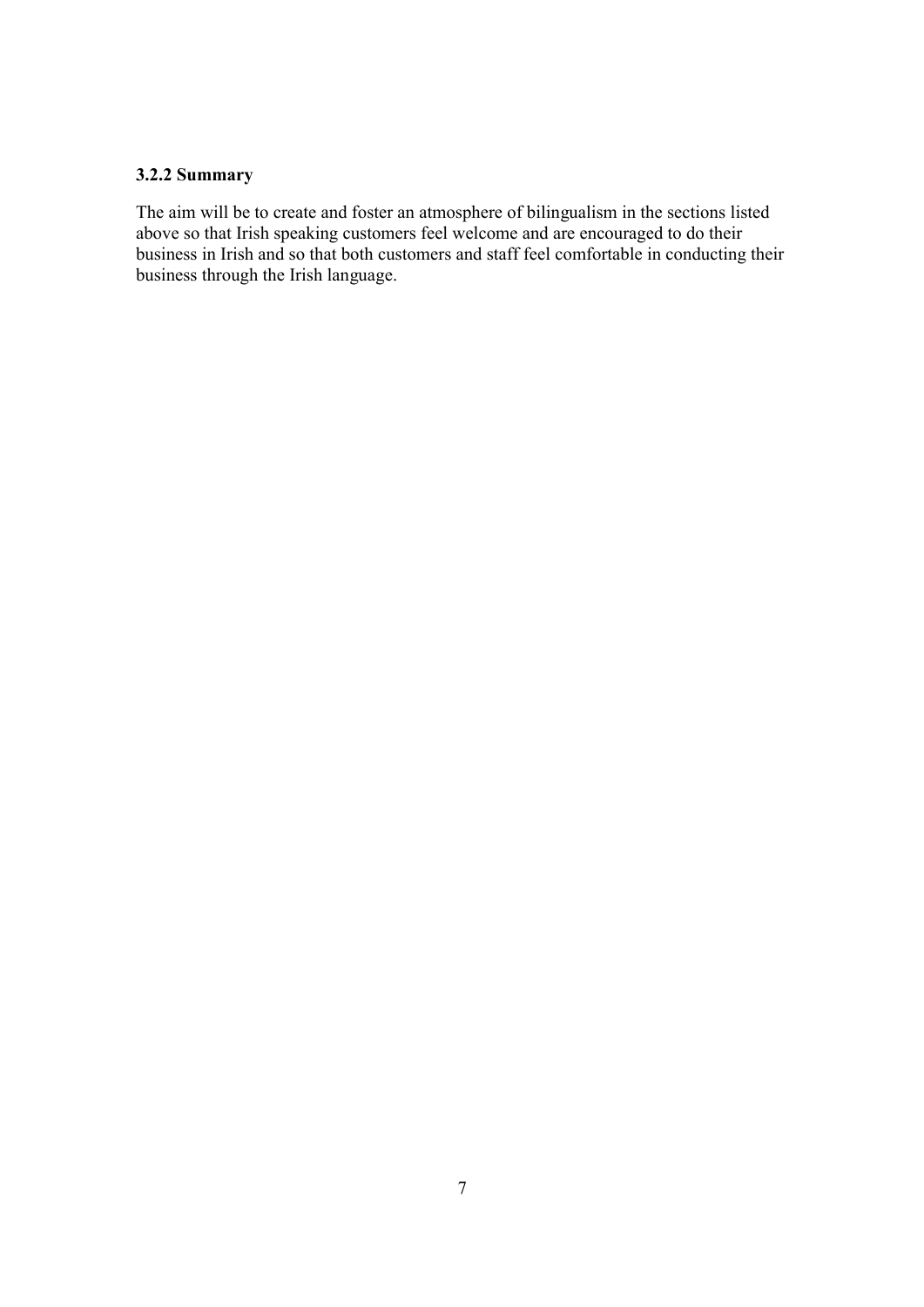### 3.2.2 Summary

The aim will be to create and foster an atmosphere of bilingualism in the sections listed above so that Irish speaking customers feel welcome and are encouraged to do their business in Irish and so that both customers and staff feel comfortable in conducting their business through the Irish language.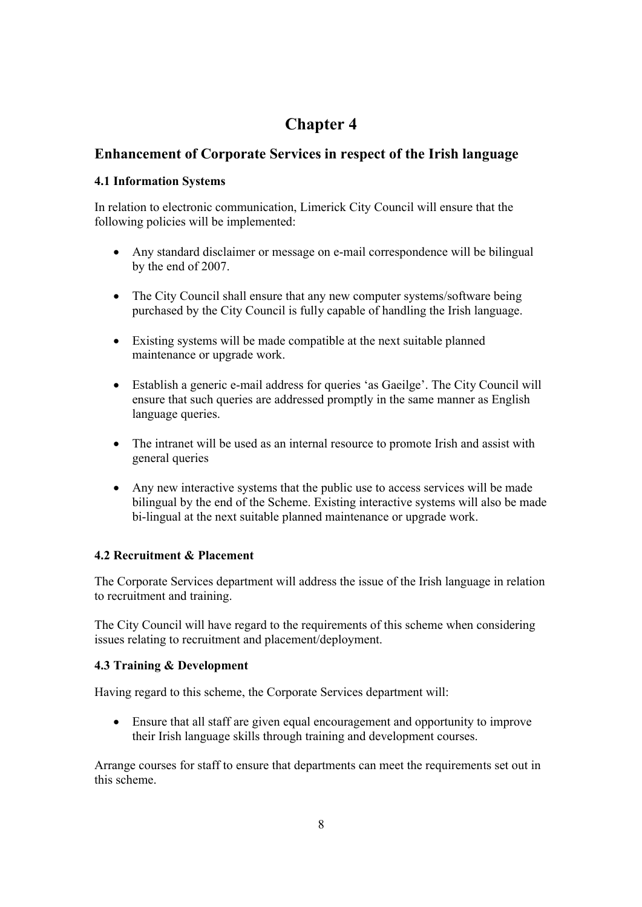# Chapter 4

## Enhancement of Corporate Services in respect of the Irish language

### 4.1 Information Systems

In relation to electronic communication, Limerick City Council will ensure that the following policies will be implemented:

- Any standard disclaimer or message on e-mail correspondence will be bilingual by the end of 2007.
- The City Council shall ensure that any new computer systems/software being purchased by the City Council is fully capable of handling the Irish language.
- Existing systems will be made compatible at the next suitable planned maintenance or upgrade work.
- Establish a generic e-mail address for queries 'as Gaeilge'. The City Council will ensure that such queries are addressed promptly in the same manner as English language queries.
- The intranet will be used as an internal resource to promote Irish and assist with general queries
- Any new interactive systems that the public use to access services will be made bilingual by the end of the Scheme. Existing interactive systems will also be made bi-lingual at the next suitable planned maintenance or upgrade work.

### 4.2 Recruitment & Placement

The Corporate Services department will address the issue of the Irish language in relation to recruitment and training.

The City Council will have regard to the requirements of this scheme when considering issues relating to recruitment and placement/deployment.

### 4.3 Training & Development

Having regard to this scheme, the Corporate Services department will:

- Ensure that all staff are given equal encouragement and opportunity to improve their Irish language skills through training and development courses.

Arrange courses for staff to ensure that departments can meet the requirements set out in this scheme.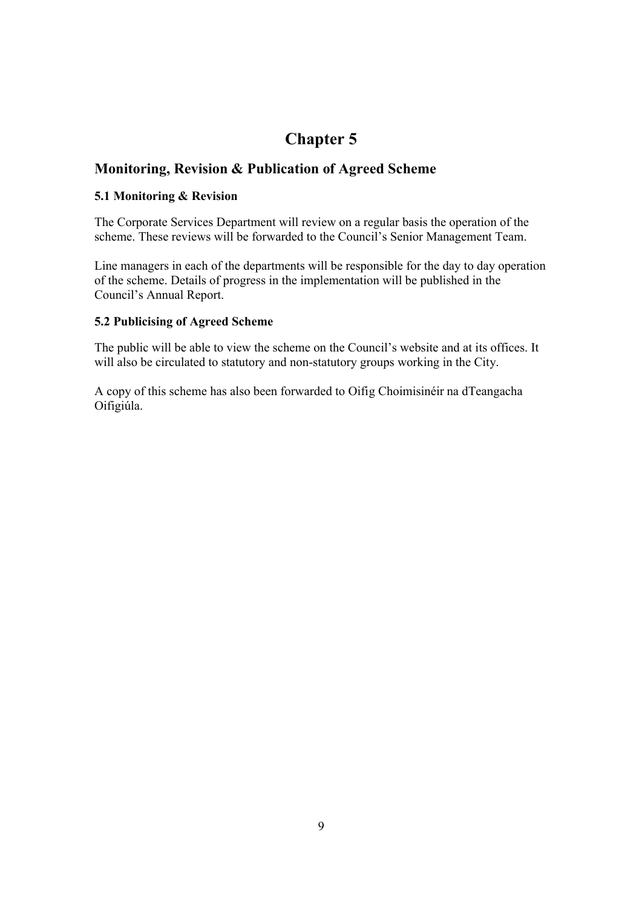# Chapter 5

## Monitoring, Revision & Publication of Agreed Scheme

### 5.1 Monitoring & Revision

The Corporate Services Department will review on a regular basis the operation of the scheme. These reviews will be forwarded to the Council's Senior Management Team.

Line managers in each of the departments will be responsible for the day to day operation of the scheme. Details of progress in the implementation will be published in the Council's Annual Report.

### 5.2 Publicising of Agreed Scheme

The public will be able to view the scheme on the Council's website and at its offices. It will also be circulated to statutory and non-statutory groups working in the City.

A copy of this scheme has also been forwarded to Oifig Choimisinéir na dTeangacha Oifigiúla.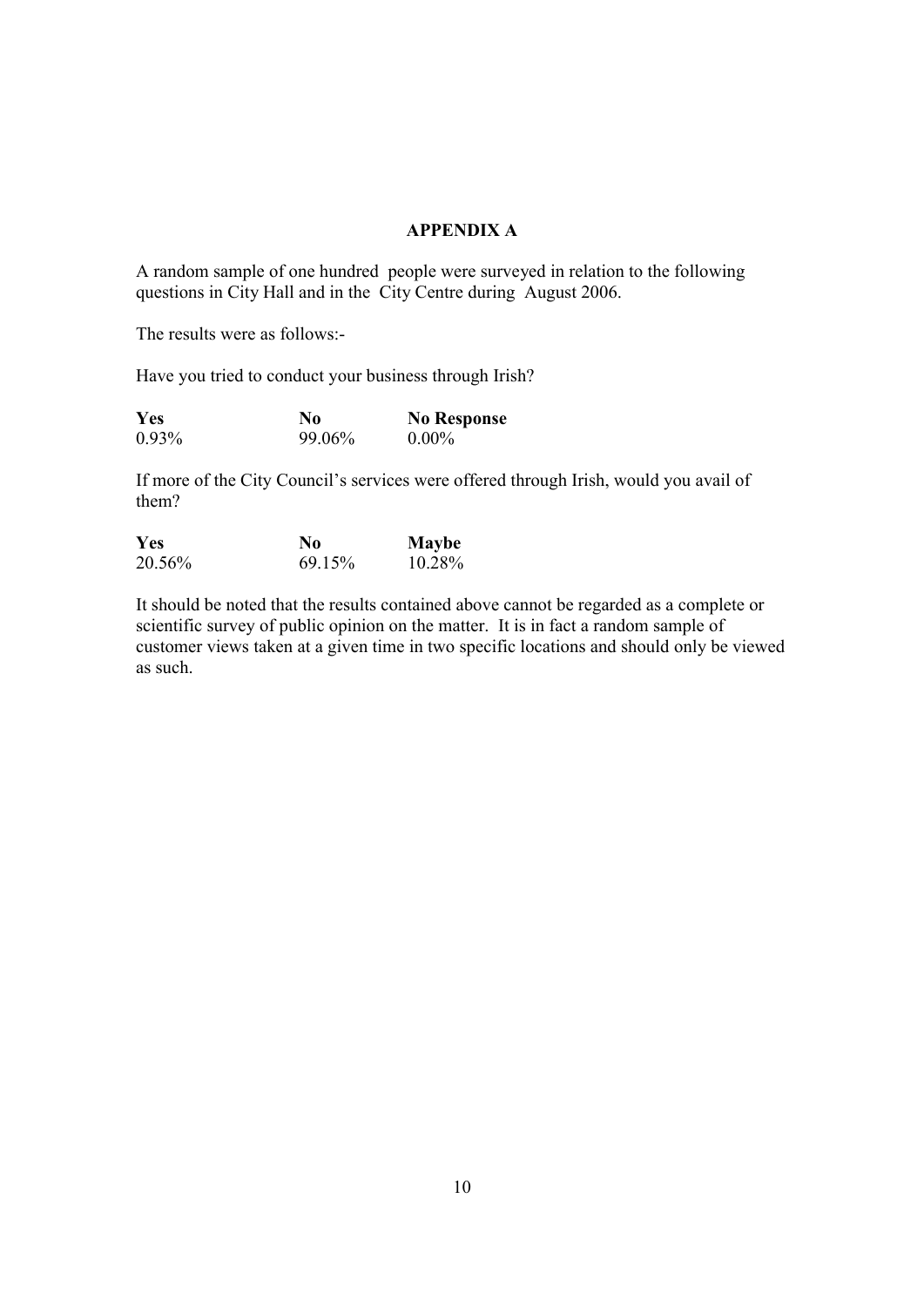## APPENDIX A

A random sample of one hundred people were surveyed in relation to the following questions in City Hall and in the City Centre during August 2006.

The results were as follows:-

Have you tried to conduct your business through Irish?

| **Yes** | **No** | **No Response** |
|---|---|---|
| 0.93% | 99.06% | 0.00% |

If more of the City Council's services were offered through Irish, would you avail of them?

| **Yes** | **No** | **Maybe** |
|---|---|---|
| 20.56% | 69.15% | 10.28% |

It should be noted that the results contained above cannot be regarded as a complete or scientific survey of public opinion on the matter. It is in fact a random sample of customer views taken at a given time in two specific locations and should only be viewed as such.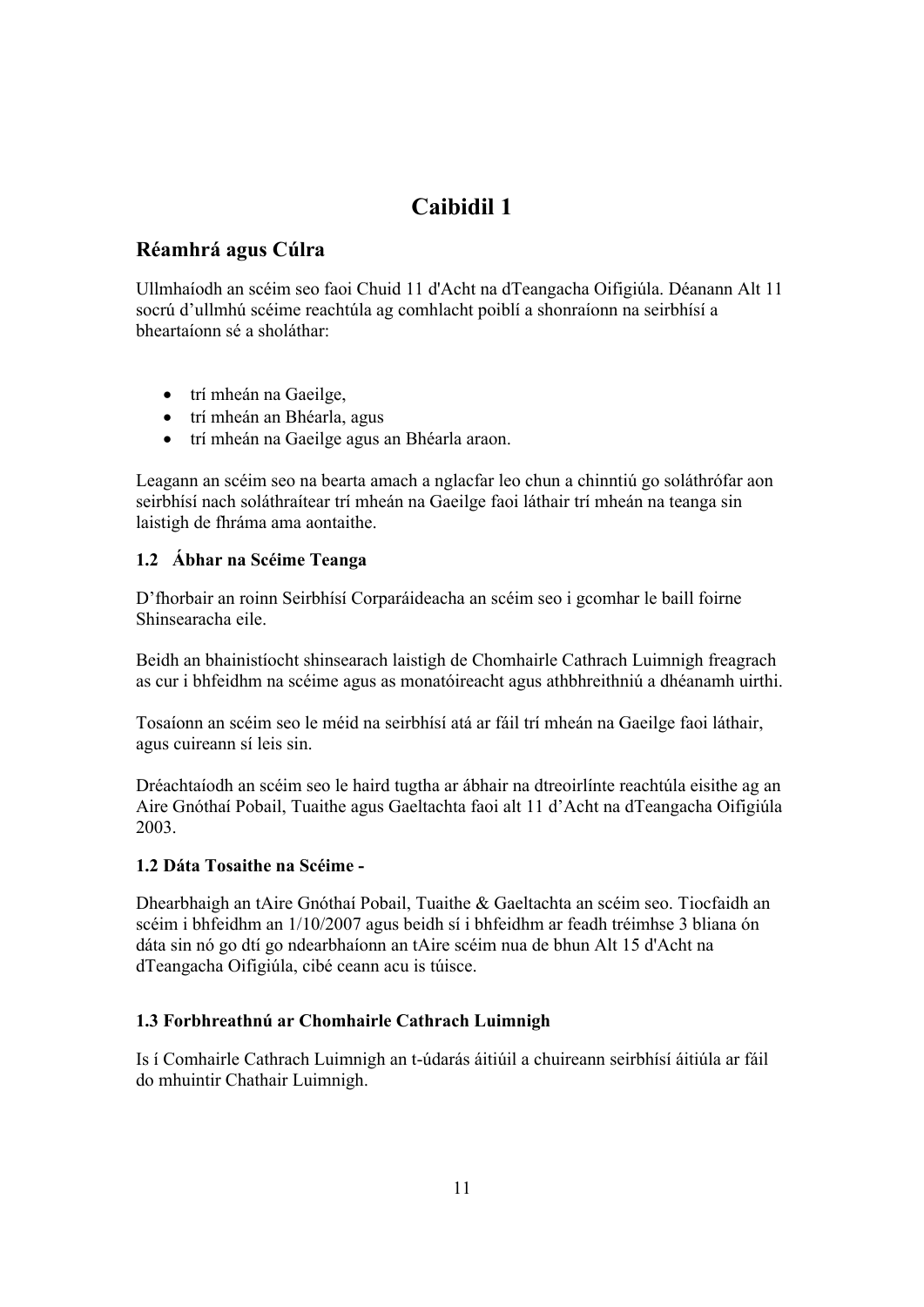# Caibidil 1

## Réamhrá agus Cúlra

Ullmhaíodh an scéim seo faoi Chuid 11 d'Acht na dTeangacha Oifigiúla. Déanann Alt 11 socrú d'ullmhú scéime reachtúla ag comhlacht poiblí a shonraíonn na seirbhísí a bheartaíonn sé a sholáthar:

- trí mheán na Gaeilge,
- trí mheán an Bhéarla, agus
- trí mheán na Gaeilge agus an Bhéarla araon.

Leagann an scéim seo na bearta amach a nglacfar leo chun a chinntiú go soláthrófar aon seirbhísí nach soláthraítear trí mheán na Gaeilge faoi láthair trí mheán na teanga sin laistigh de fhráma ama aontaithe.

### 1.2 Ábhar na Scéime Teanga

D'fhorbair an roinn Seirbhísí Corparáideacha an scéim seo i gcomhar le baill foirne Shinsearacha eile.

Beidh an bhainistíocht shinsearach laistigh de Chomhairle Cathrach Luimnigh freagrach as cur i bhfeidhm na scéime agus as monatóireacht agus athbhreithniú a dhéanamh uirthi.

Tosaíonn an scéim seo le méid na seirbhísí atá ar fáil trí mheán na Gaeilge faoi láthair, agus cuireann sí leis sin.

Dréachtaíodh an scéim seo le haird tugtha ar ábhair na dtreoirlínte reachtúla eisithe ag an Aire Gnóthaí Pobail, Tuaithe agus Gaeltachta faoi alt 11 d'Acht na dTeangacha Oifigiúla 2003.

### 1.2 Dáta Tosaithe na Scéime -

Dhearbhaigh an tAire Gnóthaí Pobail, Tuaithe & Gaeltachta an scéim seo. Tiocfaidh an scéim i bhfeidhm an 1/10/2007 agus beidh sí i bhfeidhm ar feadh tréimhse 3 bliana ón dáta sin nó go dtí go ndearbhaíonn an tAire scéim nua de bhun Alt 15 d'Acht na dTeangacha Oifigiúla, cibé ceann acu is túisce.

### 1.3 Forbhreathnú ar Chomhairle Cathrach Luimnigh

Is í Comhairle Cathrach Luimnigh an t-údarás áitiúil a chuireann seirbhísí áitiúla ar fáil do mhuintir Chathair Luimnigh.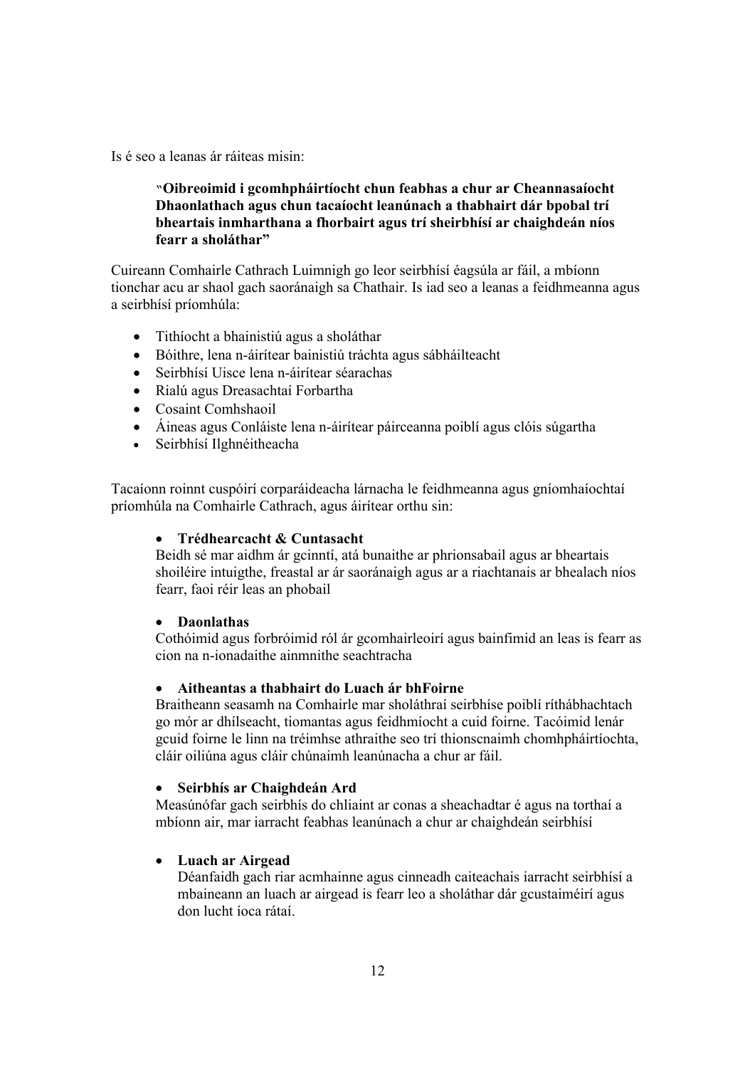Is é seo a leanas ár ráiteas misin:

> **"Oibreoimid i gcomhpháirtíocht chun feabhas a chur ar Cheannasaíocht Dhaonlathach agus chun tacaíocht leanúnach a thabhairt dár bpobal trí bheartais inmharthana a fhorbairt agus trí sheirbhísí ar chaighdeán níos fearr a sholáthar"**

Cuireann Comhairle Cathrach Luimnigh go leor seirbhísí éagsúla ar fáil, a mbíonn tionchar acu ar shaol gach saoránaigh sa Chathair. Is iad seo a leanas a feidhmeanna agus a seirbhísí príomhúla:

- Tithíocht a bhainistiú agus a sholáthar
- Bóithre, lena n-áirítear bainistiú tráchta agus sábháilteacht
- Seirbhísí Uisce lena n-áirítear séarachas
- Rialú agus Dreasachtaí Forbartha
- Cosaint Comhshaoil
- Áineas agus Conláiste lena n-áirítear páirceanna poiblí agus clóis súgartha
- Seirbhísí Ilghnéitheacha

Tacaíonn roinnt cuspóirí corparáideacha lárnacha le feidhmeanna agus gníomhaíochtaí príomhúla na Comhairle Cathrach, agus áirítear orthu sin:

- **Trédhearcacht & Cuntasacht**
  Beidh sé mar aidhm ár gcinntí, atá bunaithe ar phrionsabail agus ar bheartais shoiléire intuigthe, freastal ar ár saoránaigh agus ar a riachtanais ar bhealach níos fearr, faoi réir leas an phobail

- **Daonlathas**
  Cothóimid agus forbróimid ról ár gcomhairleoirí agus bainfimid an leas is fearr as cion na n-ionadaithe ainmnithe seachtracha

- **Aitheantas a thabhairt do Luach ár bhFoirne**
  Braitheann seasamh na Comhairle mar sholáthraí seirbhíse poiblí ríthábhachtach go mór ar dhílseacht, tiomantas agus feidhmíocht a cuid foirne. Tacóimid lenár gcuid foirne le linn na tréimhse athraithe seo trí thionscnaimh chomhpháirtíochta, cláir oiliúna agus cláir chúnaimh leanúnacha a chur ar fáil.

- **Seirbhís ar Chaighdeán Ard**
  Measúnófar gach seirbhís do chliaint ar conas a sheachadtar é agus na torthaí a mbíonn air, mar iarracht feabhas leanúnach a chur ar chaighdeán seirbhísí

- **Luach ar Airgead**
  Déanfaidh gach riar acmhainne agus cinneadh caiteachais iarracht seirbhísí a mbaineann an luach ar airgead is fearr leo a sholáthar dár gcustaiméirí agus don lucht íoca rátaí.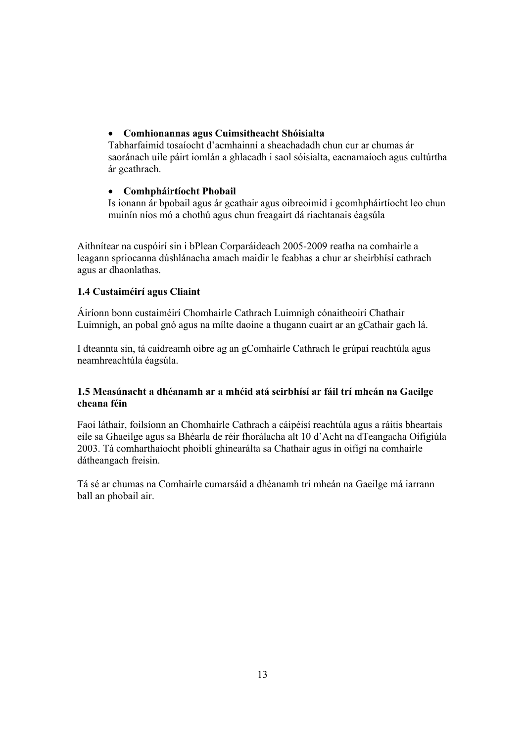- **Comhionannas agus Cuimsitheacht Shóisialta**
  Tabharfaimid tosaíocht d'acmhainní a sheachadadh chun cur ar chumas ár saoránach uile páirt iomlán a ghlacadh i saol sóisialta, eacnamaíoch agus cultúrtha ár gcathrach.

- **Comhpháirtíocht Phobail**
  Is ionann ár bpobail agus ár gcathair agus oibreoimid i gcomhpháirtíocht leo chun muinín níos mó a chothú agus chun freagairt dá riachtanais éagsúla

Aithnítear na cuspóirí sin i bPlean Corparáideach 2005-2009 reatha na comhairle a leagann spriocanna dúshlánacha amach maidir le feabhas a chur ar sheirbhísí cathrach agus ar dhaonlathas.

### 1.4 Custaiméirí agus Cliaint

Áiríonn bonn custaiméirí Chomhairle Cathrach Luimnigh cónaitheoirí Chathair Luimnigh, an pobal gnó agus na mílte daoine a thugann cuairt ar an gCathair gach lá.

I dteannta sin, tá caidreamh oibre ag an gComhairle Cathrach le grúpaí reachtúla agus neamhreachtúla éagsúla.

### 1.5 Measúnacht a dhéanamh ar a mhéid atá seirbhísí ar fáil trí mheán na Gaeilge cheana féin

Faoi láthair, foilsíonn an Chomhairle Cathrach a cáipéisí reachtúla agus a ráitis bheartais eile sa Ghaeilge agus sa Bhéarla de réir fhorálacha alt 10 d'Acht na dTeangacha Oifigiúla 2003. Tá comharthaíocht phoiblí ghinearálta sa Chathair agus in oifigí na comhairle dátheangach freisin.

Tá sé ar chumas na Comhairle cumarsáid a dhéanamh trí mheán na Gaeilge má iarrann ball an phobail air.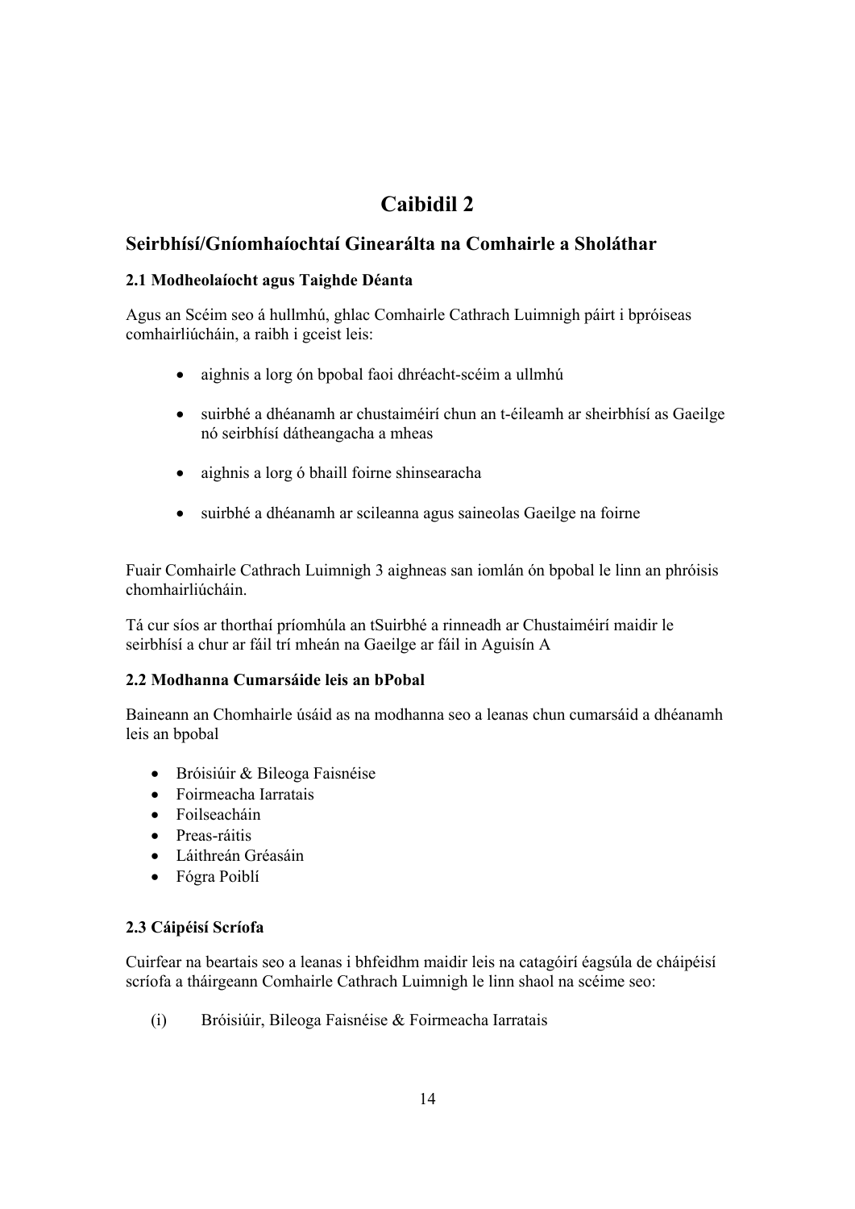# Caibidil 2

## Seirbhísí/Gníomhaíochtaí Ginearálta na Comhairle a Sholáthar

### 2.1 Modheolaíocht agus Taighde Déanta

Agus an Scéim seo á hullmhú, ghlac Comhairle Cathrach Luimnigh páirt i bpróiseas comhairliúcháin, a raibh i gceist leis:

- aighnis a lorg ón bpobal faoi dhréacht-scéim a ullmhú
- suirbhé a dhéanamh ar chustaiméirí chun an t-éileamh ar sheirbhísí as Gaeilge nó seirbhísí dátheangacha a mheas
- aighnis a lorg ó bhaill foirne shinsearacha
- suirbhé a dhéanamh ar scileanna agus saineolas Gaeilge na foirne

Fuair Comhairle Cathrach Luimnigh 3 aighneas san iomlán ón bpobal le linn an phróisis chomhairliúcháin.

Tá cur síos ar thorthaí príomhúla an tSuirbhé a rinneadh ar Chustaiméirí maidir le seirbhísí a chur ar fáil trí mheán na Gaeilge ar fáil in Aguisín A

### 2.2 Modhanna Cumarsáide leis an bPobal

Baineann an Chomhairle úsáid as na modhanna seo a leanas chun cumarsáid a dhéanamh leis an bpobal

- Bróisiúir & Bileoga Faisnéise
- Foirmeacha Iarratais
- Foilseacháin
- Preas-ráitis
- Láithreán Gréasáin
- Fógra Poiblí

### 2.3 Cáipéisí Scríofa

Cuirfear na beartais seo a leanas i bhfeidhm maidir leis na catagóirí éagsúla de cháipéisí scríofa a tháirgeann Comhairle Cathrach Luimnigh le linn shaol na scéime seo:

(i) Bróisiúir, Bileoga Faisnéise & Foirmeacha Iarratais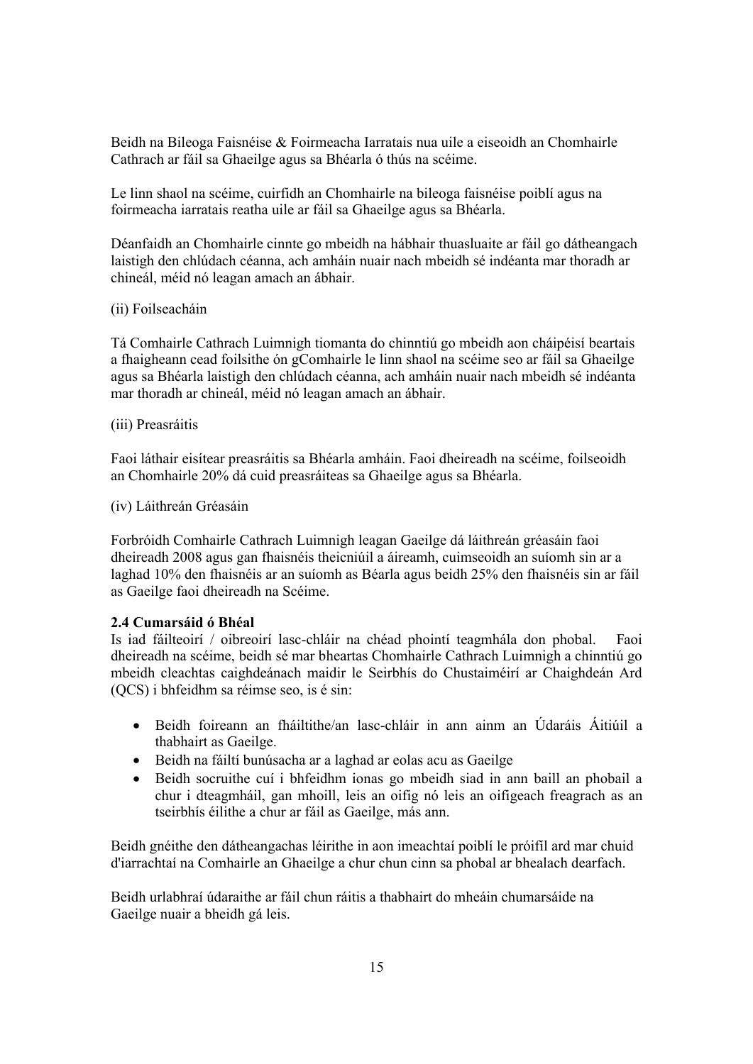Beidh na Bileoga Faisnéise & Foirmeacha Iarratais nua uile a eiseoidh an Chomhairle Cathrach ar fáil sa Ghaeilge agus sa Bhéarla ó thús na scéime.

Le linn shaol na scéime, cuirfidh an Chomhairle na bileoga faisnéise poiblí agus na foirmeacha iarratais reatha uile ar fáil sa Ghaeilge agus sa Bhéarla.

Déanfaidh an Chomhairle cinnte go mbeidh na hábhair thuasluaite ar fáil go dátheangach laistigh den chlúdach céanna, ach amháin nuair nach mbeidh sé indéanta mar thoradh ar chineál, méid nó leagan amach an ábhair.

(ii) Foilseacháin

Tá Comhairle Cathrach Luimnigh tiomanta do chinntiú go mbeidh aon cháipéisí beartais a fhaigheann cead foilsithe ón gComhairle le linn shaol na scéime seo ar fáil sa Ghaeilge agus sa Bhéarla laistigh den chlúdach céanna, ach amháin nuair nach mbeidh sé indéanta mar thoradh ar chineál, méid nó leagan amach an ábhair.

(iii) Preasráitis

Faoi láthair eisítear preasráitis sa Bhéarla amháin. Faoi dheireadh na scéime, foilseoidh an Chomhairle 20% dá cuid preasráiteas sa Ghaeilge agus sa Bhéarla.

(iv) Láithreán Gréasáin

Forbróidh Comhairle Cathrach Luimnigh leagan Gaeilge dá láithreán gréasáin faoi dheireadh 2008 agus gan fhaisnéis theicniúil a áireamh, cuimseoidh an suíomh sin ar a laghad 10% den fhaisnéis ar an suíomh as Béarla agus beidh 25% den fhaisnéis sin ar fáil as Gaeilge faoi dheireadh na Scéime.

**2.4 Cumarsáid ó Bhéal**

Is iad fáilteoirí / oibreoirí lasc-chláir na chéad phointí teagmhála don phobal. Faoi dheireadh na scéime, beidh sé mar bheartas Chomhairle Cathrach Luimnigh a chinntiú go mbeidh cleachtas caighdeánach maidir le Seirbhís do Chustaiméirí ar Chaighdeán Ard (QCS) i bhfeidhm sa réimse seo, is é sin:

- Beidh foireann an fháiltithe/an lasc-chláir in ann ainm an Údaráis Áitiúil a thabhairt as Gaeilge.
- Beidh na fáiltí bunúsacha ar a laghad ar eolas acu as Gaeilge
- Beidh socruithe cuí i bhfeidhm ionas go mbeidh siad in ann baill an phobail a chur i dteagmháil, gan mhoill, leis an oifig nó leis an oifigeach freagrach as an tseirbhís éilithe a chur ar fáil as Gaeilge, más ann.

Beidh gnéithe den dátheangachas léirithe in aon imeachtaí poiblí le próifíl ard mar chuid d'iarrachtaí na Comhairle an Ghaeilge a chur chun cinn sa phobal ar bhealach dearfach.

Beidh urlabhraí údaraithe ar fáil chun ráitis a thabhairt do mheáin chumarsáide na Gaeilge nuair a bheidh gá leis.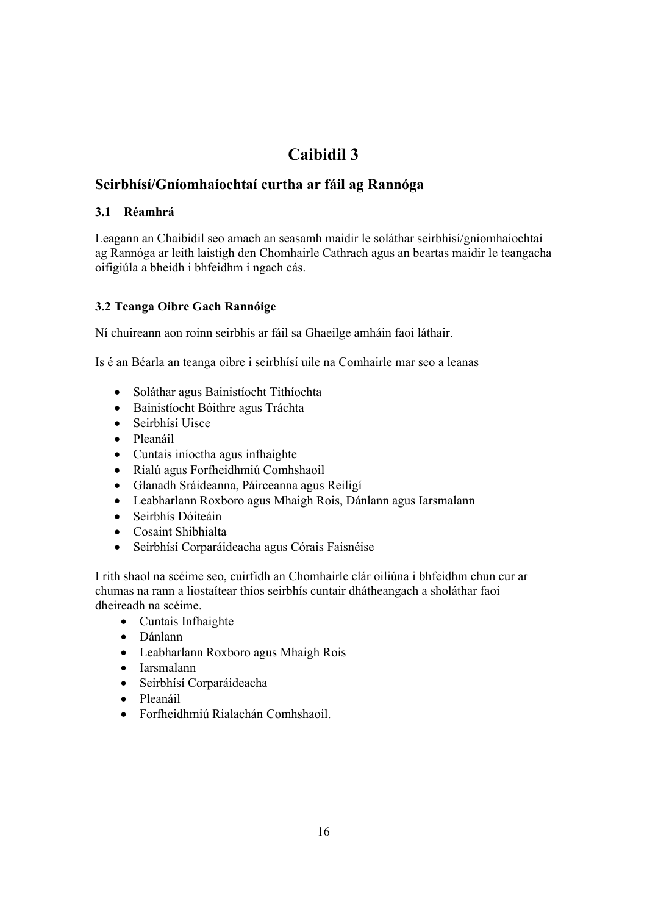# Caibidil 3

## Seirbhísí/Gníomhaíochtaí curtha ar fáil ag Rannóga

### 3.1 Réamhrá

Leagann an Chaibidil seo amach an seasamh maidir le soláthar seirbhísí/gníomhaíochtaí ag Rannóga ar leith laistigh den Chomhairle Cathrach agus an beartas maidir le teangacha oifigiúla a bheidh i bhfeidhm i ngach cás.

### 3.2 Teanga Oibre Gach Rannóige

Ní chuireann aon roinn seirbhís ar fáil sa Ghaeilge amháin faoi láthair.

Is é an Béarla an teanga oibre i seirbhísí uile na Comhairle mar seo a leanas

- Soláthar agus Bainistíocht Tithíochta
- Bainistíocht Bóithre agus Tráchta
- Seirbhísí Uisce
- Pleanáil
- Cuntais iníoctha agus infhaighte
- Rialú agus Forfheidhmiú Comhshaoil
- Glanadh Sráideanna, Páirceanna agus Reiligí
- Leabharlann Roxboro agus Mhaigh Rois, Dánlann agus Iarsmalann
- Seirbhís Dóiteáin
- Cosaint Shibhialta
- Seirbhísí Corparáideacha agus Córais Faisnéise

I rith shaol na scéime seo, cuirfidh an Chomhairle clár oiliúna i bhfeidhm chun cur ar chumas na rann a liostaítear thíos seirbhís cuntair dhátheangach a sholáthar faoi dheireadh na scéime.

- Cuntais Infhaighte
- Dánlann
- Leabharlann Roxboro agus Mhaigh Rois
- Iarsmalann
- Seirbhísí Corparáideacha
- Pleanáil
- Forfheidhmiú Rialachán Comhshaoil.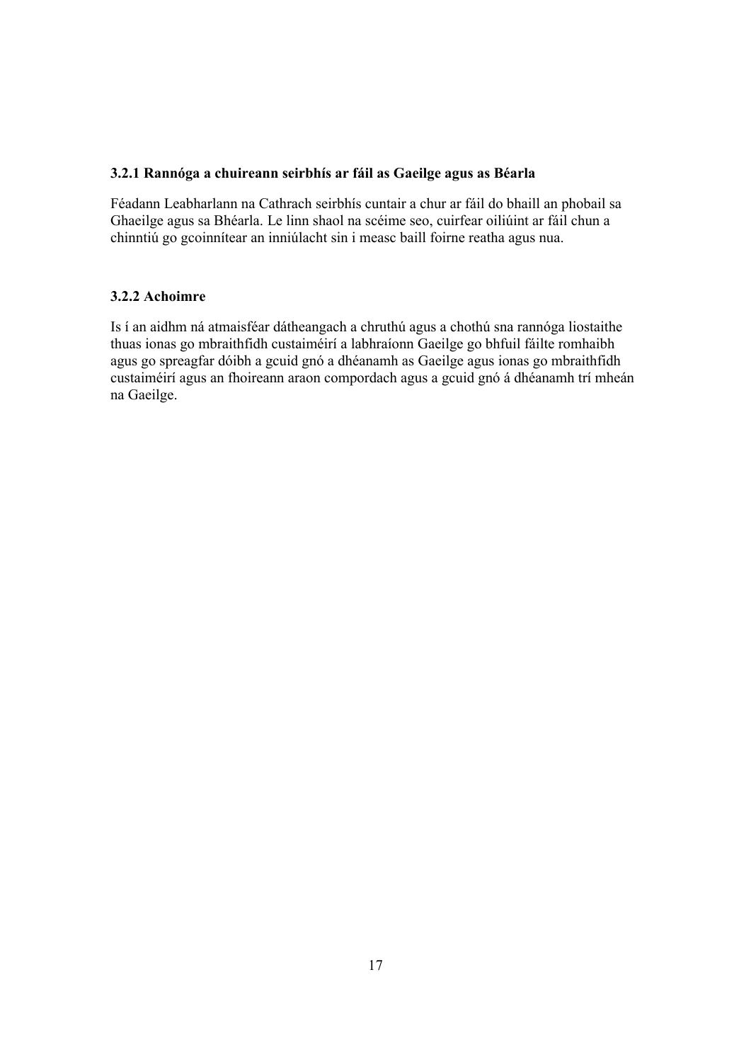### 3.2.1 Rannóga a chuireann seirbhís ar fáil as Gaeilge agus as Béarla

Féadann Leabharlann na Cathrach seirbhís cuntair a chur ar fáil do bhaill an phobail sa Ghaeilge agus sa Bhéarla. Le linn shaol na scéime seo, cuirfear oiliúint ar fáil chun a chinntiú go gcoinnítear an inniúlacht sin i measc baill foirne reatha agus nua.

### 3.2.2 Achoimre

Is í an aidhm ná atmaisféar dátheangach a chruthú agus a chothú sna rannóga liostaithe thuas ionas go mbraithfidh custaiméirí a labhraíonn Gaeilge go bhfuil fáilte romhaibh agus go spreagfar dóibh a gcuid gnó a dhéanamh as Gaeilge agus ionas go mbraithfidh custaiméirí agus an fhoireann araon compordach agus a gcuid gnó á dhéanamh trí mheán na Gaeilge.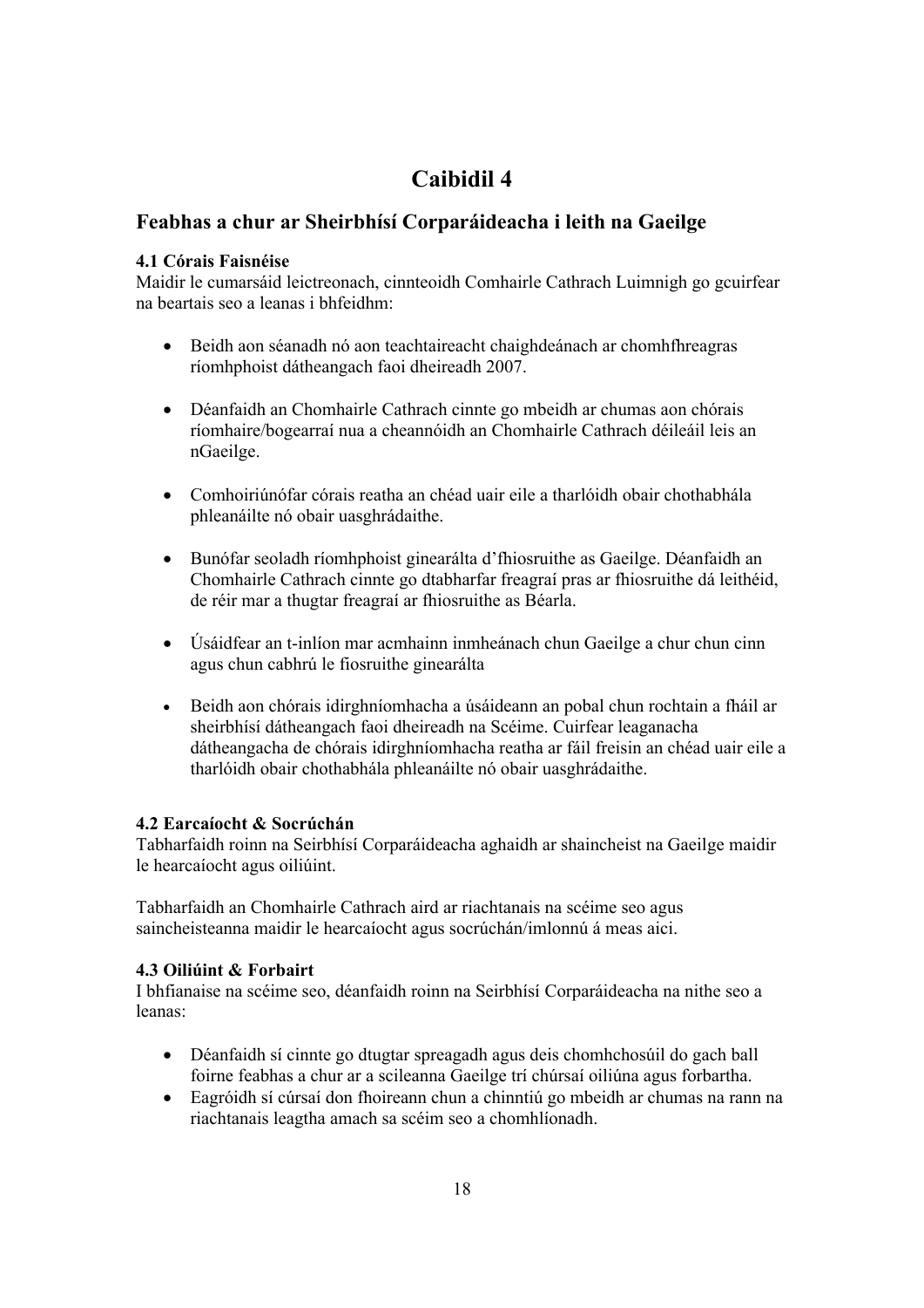# Caibidil 4

## Feabhas a chur ar Sheirbhísí Corparáideacha i leith na Gaeilge

### 4.1 Córais Faisnéise

Maidir le cumarsáid leictreonach, cinnteoidh Comhairle Cathrach Luimnigh go gcuirfear na beartais seo a leanas i bhfeidhm:

- Beidh aon séanadh nó aon teachtaireacht chaighdeánach ar chomhfhreagras ríomhphoist dátheangach faoi dheireadh 2007.
- Déanfaidh an Chomhairle Cathrach cinnte go mbeidh ar chumas aon chórais ríomhaire/bogearraí nua a cheannóidh an Chomhairle Cathrach déileáil leis an nGaeilge.
- Comhoiriúnófar córais reatha an chéad uair eile a tharlóidh obair chothabhála phleanáilte nó obair uasghrádaithe.
- Bunófar seoladh ríomhphoist ginearálta d'fhiosruithe as Gaeilge. Déanfaidh an Chomhairle Cathrach cinnte go dtabharfar freagraí pras ar fhiosruithe dá leithéid, de réir mar a thugtar freagraí ar fhiosruithe as Béarla.
- Úsáidfear an t-inlíon mar acmhainn inmheánach chun Gaeilge a chur chun cinn agus chun cabhrú le fiosruithe ginearálta
- Beidh aon chórais idirghníomhacha a úsáideann an pobal chun rochtain a fháil ar sheirbhísí dátheangach faoi dheireadh na Scéime. Cuirfear leaganacha dátheangacha de chórais idirghníomhacha reatha ar fáil freisin an chéad uair eile a tharlóidh obair chothabhála phleanáilte nó obair uasghrádaithe.

### 4.2 Earcaíocht & Socrúchán

Tabharfaidh roinn na Seirbhísí Corparáideacha aghaidh ar shaincheist na Gaeilge maidir le hearcaíocht agus oiliúint.

Tabharfaidh an Chomhairle Cathrach aird ar riachtanais na scéime seo agus saincheisteanna maidir le hearcaíocht agus socrúchán/imlonnú á meas aici.

### 4.3 Oiliúint & Forbairt

I bhfianaise na scéime seo, déanfaidh roinn na Seirbhísí Corparáideacha na nithe seo a leanas:

- Déanfaidh sí cinnte go dtugtar spreagadh agus deis chomhchosúil do gach ball foirne feabhas a chur ar a scileanna Gaeilge trí chúrsaí oiliúna agus forbartha.
- Eagróidh sí cúrsaí don fhoireann chun a chinntiú go mbeidh ar chumas na rann na riachtanais leagtha amach sa scéim seo a chomhlíonadh.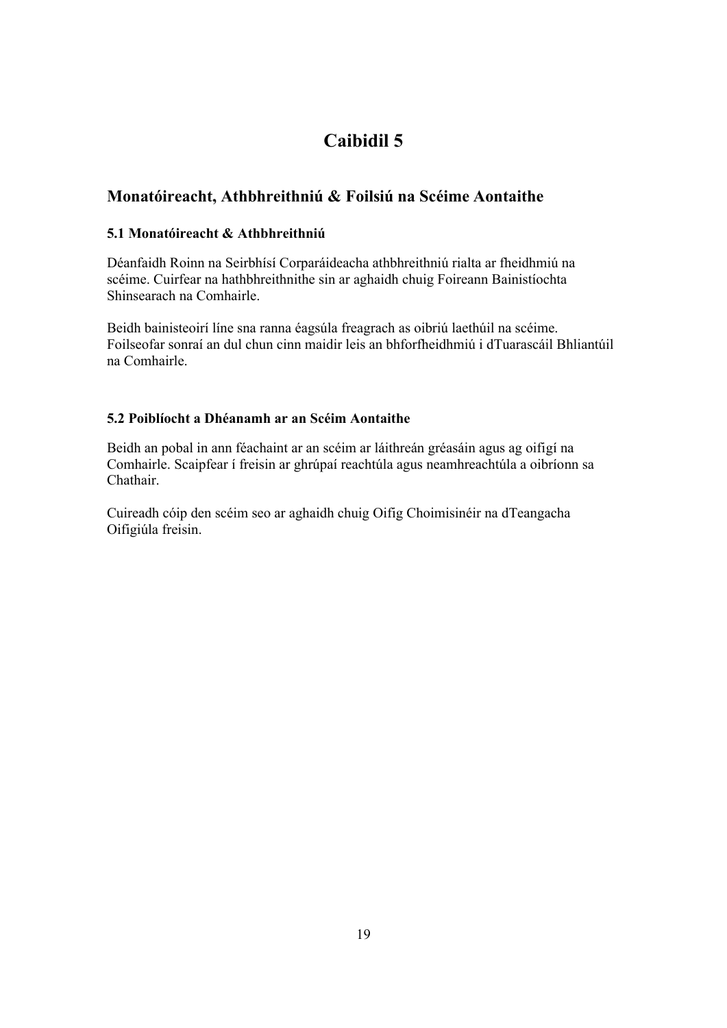# Caibidil 5

## Monatóireacht, Athbhreithniú & Foilsiú na Scéime Aontaithe

### 5.1 Monatóireacht & Athbhreithniú

Déanfaidh Roinn na Seirbhísí Corparáideacha athbhreithniú rialta ar fheidhmiú na scéime. Cuirfear na hathbhreithnithe sin ar aghaidh chuig Foireann Bainistíochta Shinsearach na Comhairle.

Beidh bainisteoirí líne sna ranna éagsúla freagrach as oibriú laethúil na scéime. Foilseofar sonraí an dul chun cinn maidir leis an bhforfheidhmiú i dTuarascáil Bhliantúil na Comhairle.

### 5.2 Poiblíocht a Dhéanamh ar an Scéim Aontaithe

Beidh an pobal in ann féachaint ar an scéim ar láithreán gréasáin agus ag oifigí na Comhairle. Scaipfear í freisin ar ghrúpaí reachtúla agus neamhreachtúla a oibríonn sa Chathair.

Cuireadh cóip den scéim seo ar aghaidh chuig Oifig Choimisinéir na dTeangacha Oifigiúla freisin.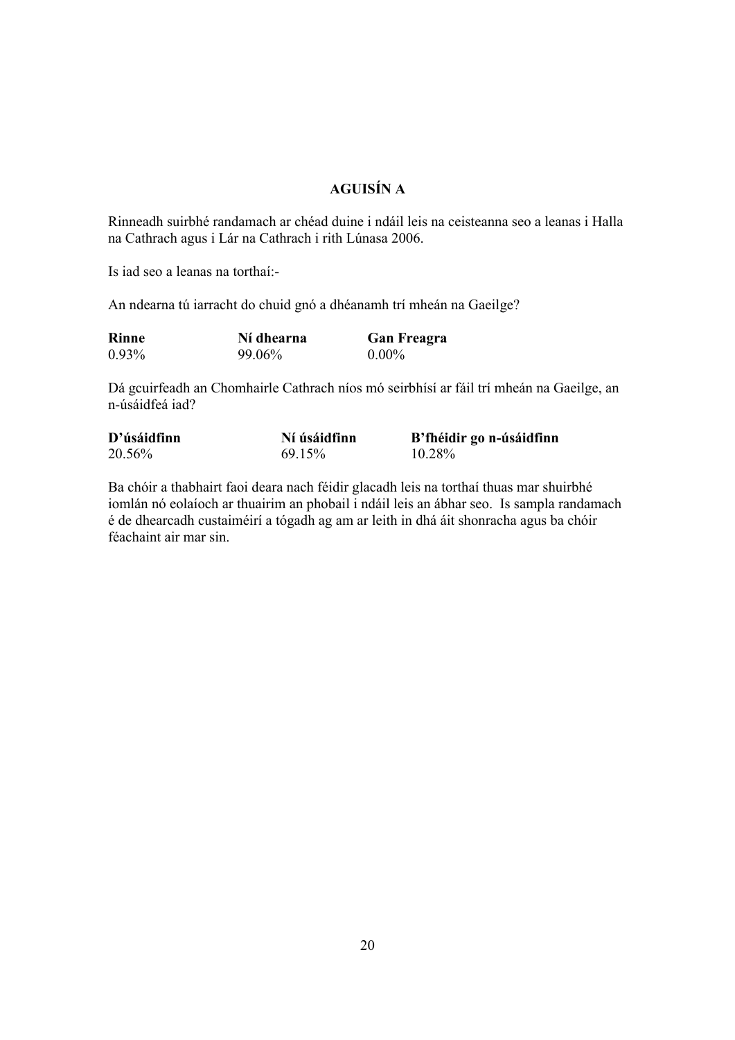## AGUISÍN A

Rinneadh suirbhé randamach ar chéad duine i ndáil leis na ceisteanna seo a leanas i Halla na Cathrach agus i Lár na Cathrach i rith Lúnasa 2006.

Is iad seo a leanas na torthaí:-

An ndearna tú iarracht do chuid gnó a dhéanamh trí mheán na Gaeilge?

| Rinne | Ní dhearna | Gan Freagra |
|---|---|---|
| 0.93% | 99.06% | 0.00% |

Dá gcuirfeadh an Chomhairle Cathrach níos mó seirbhísí ar fáil trí mheán na Gaeilge, an n-úsáidfeá iad?

| D'úsáidfinn | Ní úsáidfinn | B'fhéidir go n-úsáidfinn |
|---|---|---|
| 20.56% | 69.15% | 10.28% |

Ba chóir a thabhairt faoi deara nach féidir glacadh leis na torthaí thuas mar shuirbhé iomlán nó eolaíoch ar thuairim an phobail i ndáil leis an ábhar seo. Is sampla randamach é de dhearcadh custaiméirí a tógadh ag am ar leith in dhá áit shonracha agus ba chóir féachaint air mar sin.